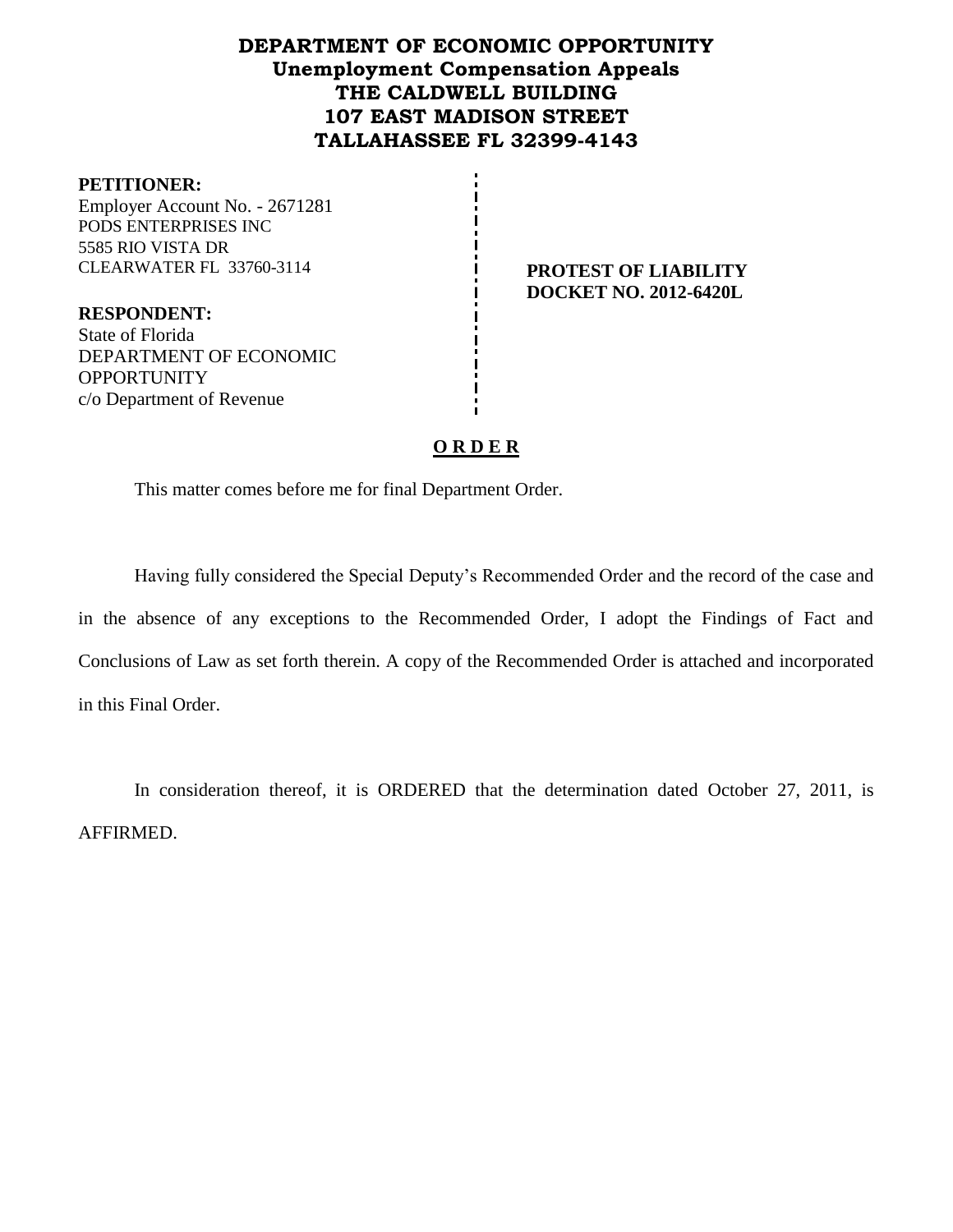# DEPARTMENT OF ECONOMIC OPPORTUNITY
## Unemployment Compensation Appeals
## THE CALDWELL BUILDING
## 107 EAST MADISON STREET
## TALLAHASSEE FL 32399-4143

**PETITIONER:**
Employer Account No. - 2671281
PODS ENTERPRISES INC
5585 RIO VISTA DR
CLEARWATER FL 33760-3114

**RESPONDENT:**
State of Florida
DEPARTMENT OF ECONOMIC OPPORTUNITY
c/o Department of Revenue

**PROTEST OF LIABILITY**
**DOCKET NO. 2012-6420L**

## O R D E R

This matter comes before me for final Department Order.

Having fully considered the Special Deputy's Recommended Order and the record of the case and in the absence of any exceptions to the Recommended Order, I adopt the Findings of Fact and Conclusions of Law as set forth therein. A copy of the Recommended Order is attached and incorporated in this Final Order.

In consideration thereof, it is ORDERED that the determination dated October 27, 2011, is AFFIRMED.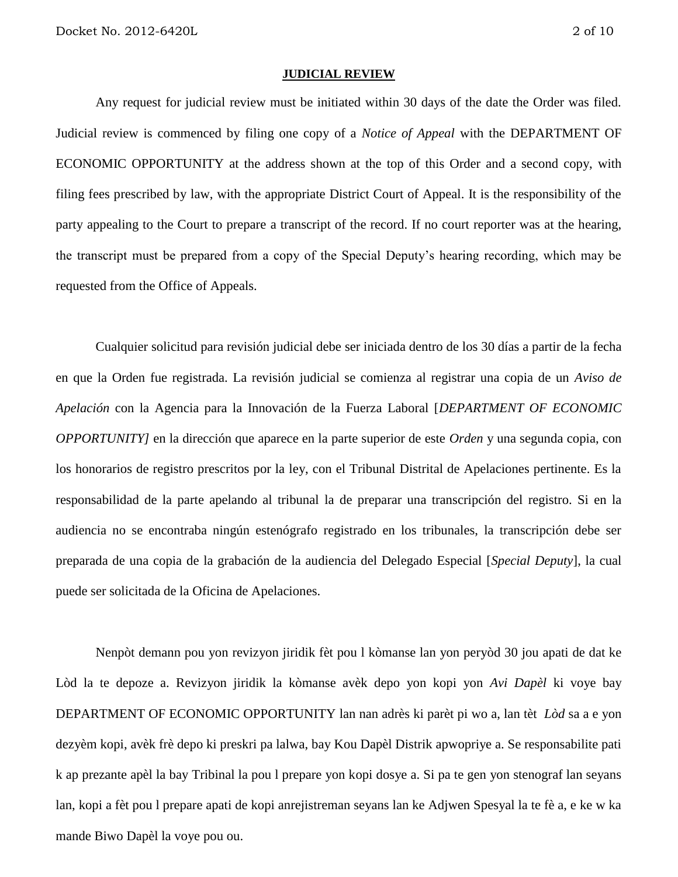**JUDICIAL REVIEW**

Any request for judicial review must be initiated within 30 days of the date the Order was filed. Judicial review is commenced by filing one copy of a *Notice of Appeal* with the DEPARTMENT OF ECONOMIC OPPORTUNITY at the address shown at the top of this Order and a second copy, with filing fees prescribed by law, with the appropriate District Court of Appeal. It is the responsibility of the party appealing to the Court to prepare a transcript of the record. If no court reporter was at the hearing, the transcript must be prepared from a copy of the Special Deputy's hearing recording, which may be requested from the Office of Appeals.

Cualquier solicitud para revisión judicial debe ser iniciada dentro de los 30 días a partir de la fecha en que la Orden fue registrada. La revisión judicial se comienza al registrar una copia de un *Aviso de Apelación* con la Agencia para la Innovación de la Fuerza Laboral [*DEPARTMENT OF ECONOMIC OPPORTUNITY]* en la dirección que aparece en la parte superior de este *Orden* y una segunda copia, con los honorarios de registro prescritos por la ley, con el Tribunal Distrital de Apelaciones pertinente. Es la responsabilidad de la parte apelando al tribunal la de preparar una transcripción del registro. Si en la audiencia no se encontraba ningún estenógrafo registrado en los tribunales, la transcripción debe ser preparada de una copia de la grabación de la audiencia del Delegado Especial [*Special Deputy*], la cual puede ser solicitada de la Oficina de Apelaciones.

Nenpòt demann pou yon revizyon jiridik fèt pou l kòmanse lan yon peryòd 30 jou apati de dat ke Lòd la te depoze a. Revizyon jiridik la kòmanse avèk depo yon kopi yon *Avi Dapèl* ki voye bay DEPARTMENT OF ECONOMIC OPPORTUNITY lan nan adrès ki parèt pi wo a, lan tèt *Lòd* sa a e yon dezyèm kopi, avèk frè depo ki preskri pa lalwa, bay Kou Dapèl Distrik apwopriye a. Se responsabilite pati k ap prezante apèl la bay Tribinal la pou l prepare yon kopi dosye a. Si pa te gen yon stenograf lan seyans lan, kopi a fèt pou l prepare apati de kopi anrejistreman seyans lan ke Adjwen Spesyal la te fè a, e ke w ka mande Biwo Dapèl la voye pou ou.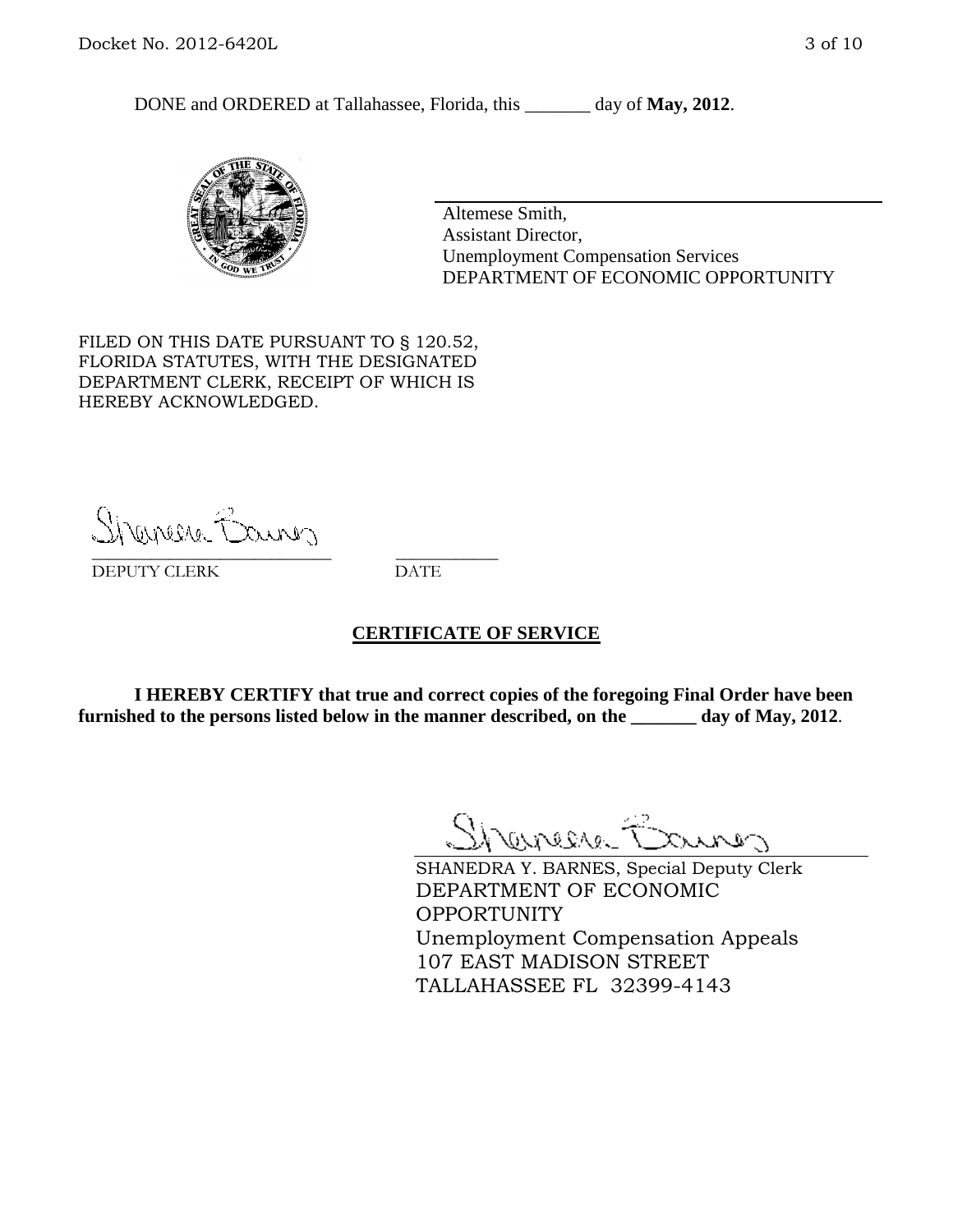DONE and ORDERED at Tallahassee, Florida, this _______ day of **May, 2012**.

Altemese Smith,
Assistant Director,
Unemployment Compensation Services
DEPARTMENT OF ECONOMIC OPPORTUNITY

FILED ON THIS DATE PURSUANT TO § 120.52, FLORIDA STATUTES, WITH THE DESIGNATED DEPARTMENT CLERK, RECEIPT OF WHICH IS HEREBY ACKNOWLEDGED.

___________________________ ___________
DEPUTY CLERK DATE

**CERTIFICATE OF SERVICE**

**I HEREBY CERTIFY that true and correct copies of the foregoing Final Order have been furnished to the persons listed below in the manner described, on the _______ day of May, 2012**.

SHANEDRA Y. BARNES, Special Deputy Clerk
DEPARTMENT OF ECONOMIC OPPORTUNITY
Unemployment Compensation Appeals
107 EAST MADISON STREET
TALLAHASSEE FL 32399-4143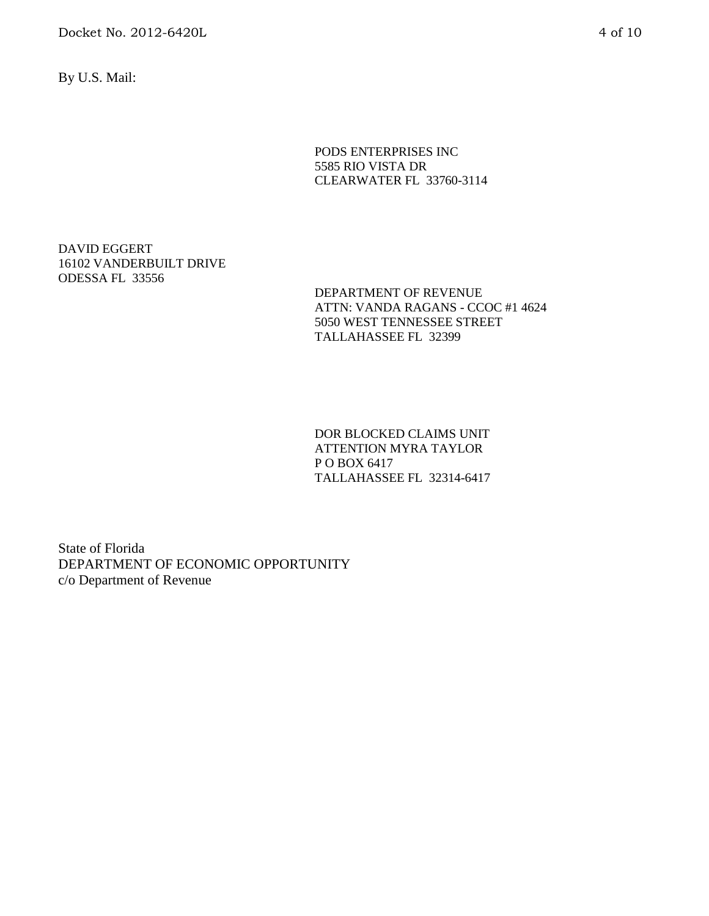By U.S. Mail:

PODS ENTERPRISES INC  
5585 RIO VISTA DR  
CLEARWATER FL 33760-3114

DAVID EGGERT  
16102 VANDERBUILT DRIVE  
ODESSA FL 33556

DEPARTMENT OF REVENUE  
ATTN: VANDA RAGANS - CCOC #1 4624  
5050 WEST TENNESSEE STREET  
TALLAHASSEE FL 32399

DOR BLOCKED CLAIMS UNIT  
ATTENTION MYRA TAYLOR  
P O BOX 6417  
TALLAHASSEE FL 32314-6417

State of Florida  
DEPARTMENT OF ECONOMIC OPPORTUNITY  
c/o Department of Revenue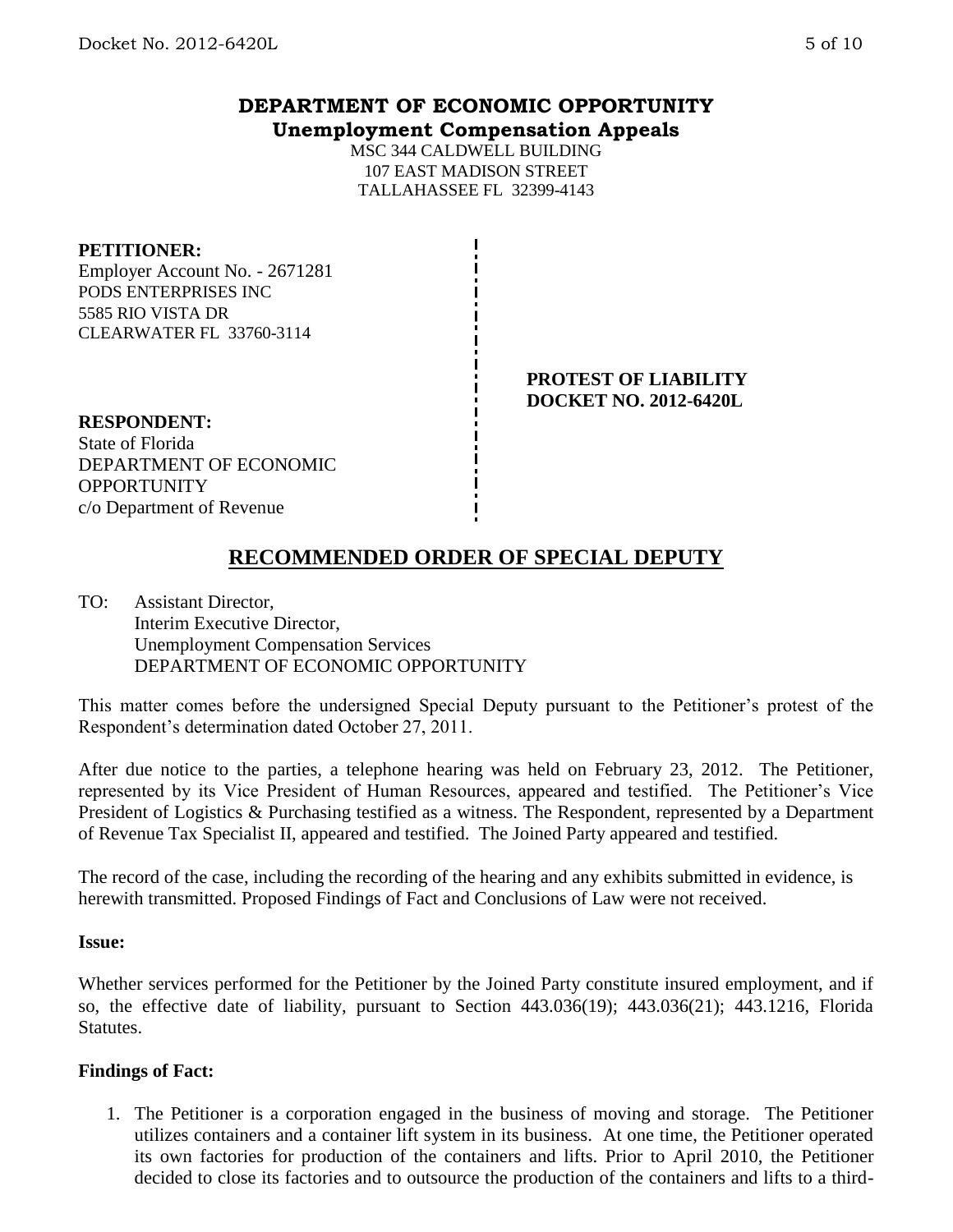# DEPARTMENT OF ECONOMIC OPPORTUNITY
## Unemployment Compensation Appeals

MSC 344 CALDWELL BUILDING
107 EAST MADISON STREET
TALLAHASSEE FL 32399-4143

**PETITIONER:**
Employer Account No. - 2671281
PODS ENTERPRISES INC
5585 RIO VISTA DR
CLEARWATER FL 33760-3114

**PROTEST OF LIABILITY**
**DOCKET NO. 2012-6420L**

**RESPONDENT:**
State of Florida
DEPARTMENT OF ECONOMIC OPPORTUNITY
c/o Department of Revenue

## RECOMMENDED ORDER OF SPECIAL DEPUTY

TO: Assistant Director,
Interim Executive Director,
Unemployment Compensation Services
DEPARTMENT OF ECONOMIC OPPORTUNITY

This matter comes before the undersigned Special Deputy pursuant to the Petitioner's protest of the Respondent's determination dated October 27, 2011.

After due notice to the parties, a telephone hearing was held on February 23, 2012. The Petitioner, represented by its Vice President of Human Resources, appeared and testified. The Petitioner's Vice President of Logistics & Purchasing testified as a witness. The Respondent, represented by a Department of Revenue Tax Specialist II, appeared and testified. The Joined Party appeared and testified.

The record of the case, including the recording of the hearing and any exhibits submitted in evidence, is herewith transmitted. Proposed Findings of Fact and Conclusions of Law were not received.

**Issue:**

Whether services performed for the Petitioner by the Joined Party constitute insured employment, and if so, the effective date of liability, pursuant to Section 443.036(19); 443.036(21); 443.1216, Florida Statutes.

**Findings of Fact:**

1. The Petitioner is a corporation engaged in the business of moving and storage. The Petitioner utilizes containers and a container lift system in its business. At one time, the Petitioner operated its own factories for production of the containers and lifts. Prior to April 2010, the Petitioner decided to close its factories and to outsource the production of the containers and lifts to a third-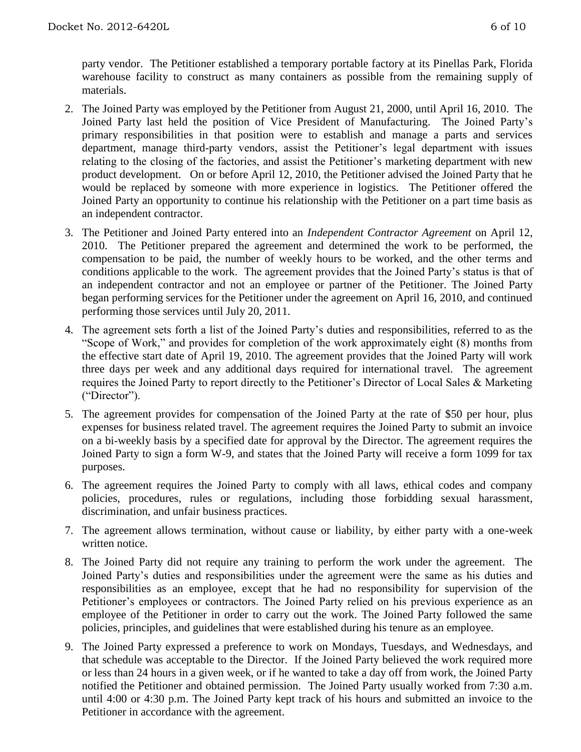party vendor. The Petitioner established a temporary portable factory at its Pinellas Park, Florida warehouse facility to construct as many containers as possible from the remaining supply of materials.

2. The Joined Party was employed by the Petitioner from August 21, 2000, until April 16, 2010. The Joined Party last held the position of Vice President of Manufacturing. The Joined Party's primary responsibilities in that position were to establish and manage a parts and services department, manage third-party vendors, assist the Petitioner's legal department with issues relating to the closing of the factories, and assist the Petitioner's marketing department with new product development. On or before April 12, 2010, the Petitioner advised the Joined Party that he would be replaced by someone with more experience in logistics. The Petitioner offered the Joined Party an opportunity to continue his relationship with the Petitioner on a part time basis as an independent contractor.

3. The Petitioner and Joined Party entered into an *Independent Contractor Agreement* on April 12, 2010. The Petitioner prepared the agreement and determined the work to be performed, the compensation to be paid, the number of weekly hours to be worked, and the other terms and conditions applicable to the work. The agreement provides that the Joined Party's status is that of an independent contractor and not an employee or partner of the Petitioner. The Joined Party began performing services for the Petitioner under the agreement on April 16, 2010, and continued performing those services until July 20, 2011.

4. The agreement sets forth a list of the Joined Party's duties and responsibilities, referred to as the "Scope of Work," and provides for completion of the work approximately eight (8) months from the effective start date of April 19, 2010. The agreement provides that the Joined Party will work three days per week and any additional days required for international travel. The agreement requires the Joined Party to report directly to the Petitioner's Director of Local Sales & Marketing ("Director").

5. The agreement provides for compensation of the Joined Party at the rate of $50 per hour, plus expenses for business related travel. The agreement requires the Joined Party to submit an invoice on a bi-weekly basis by a specified date for approval by the Director. The agreement requires the Joined Party to sign a form W-9, and states that the Joined Party will receive a form 1099 for tax purposes.

6. The agreement requires the Joined Party to comply with all laws, ethical codes and company policies, procedures, rules or regulations, including those forbidding sexual harassment, discrimination, and unfair business practices.

7. The agreement allows termination, without cause or liability, by either party with a one-week written notice.

8. The Joined Party did not require any training to perform the work under the agreement. The Joined Party's duties and responsibilities under the agreement were the same as his duties and responsibilities as an employee, except that he had no responsibility for supervision of the Petitioner's employees or contractors. The Joined Party relied on his previous experience as an employee of the Petitioner in order to carry out the work. The Joined Party followed the same policies, principles, and guidelines that were established during his tenure as an employee.

9. The Joined Party expressed a preference to work on Mondays, Tuesdays, and Wednesdays, and that schedule was acceptable to the Director. If the Joined Party believed the work required more or less than 24 hours in a given week, or if he wanted to take a day off from work, the Joined Party notified the Petitioner and obtained permission. The Joined Party usually worked from 7:30 a.m. until 4:00 or 4:30 p.m. The Joined Party kept track of his hours and submitted an invoice to the Petitioner in accordance with the agreement.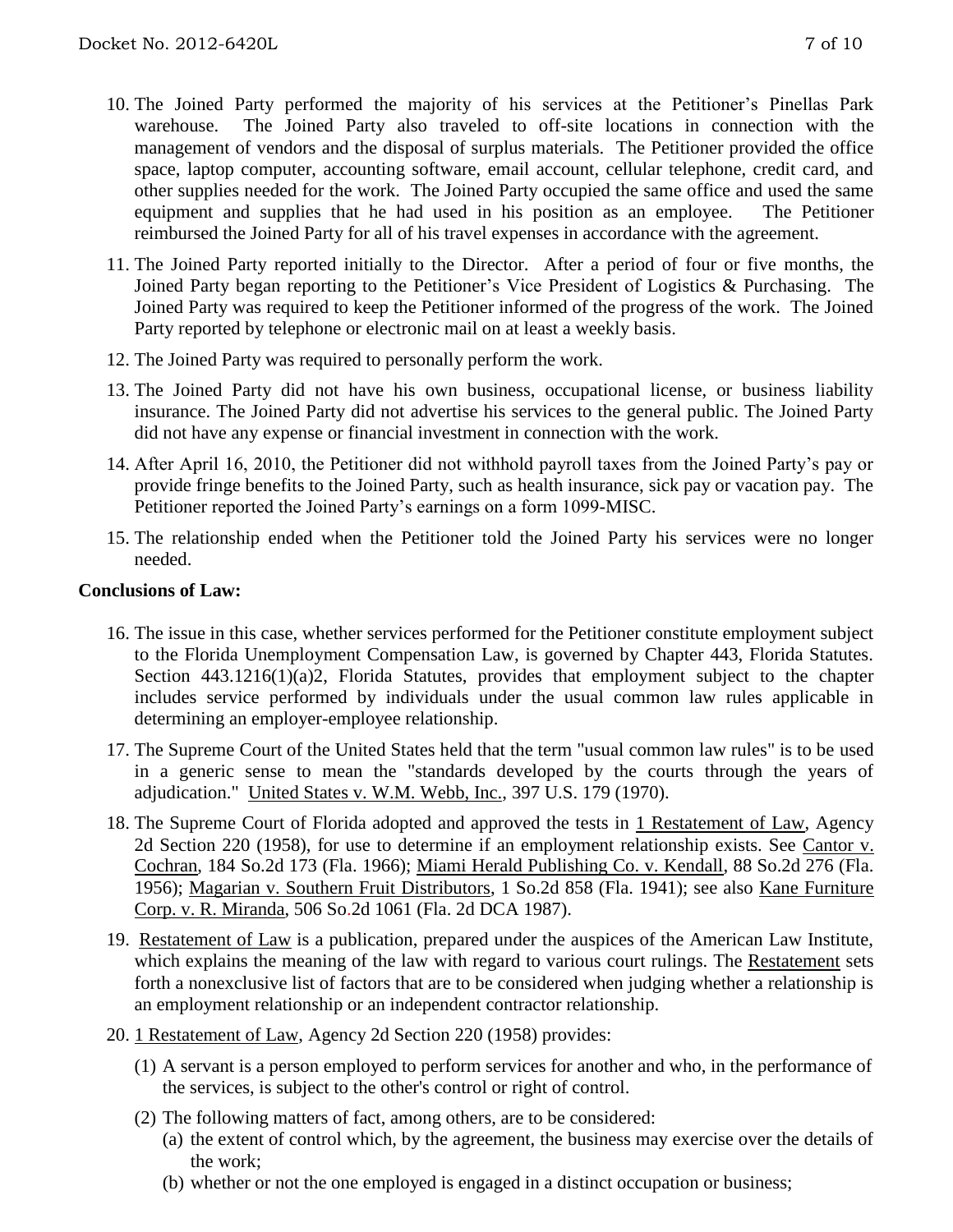10. The Joined Party performed the majority of his services at the Petitioner's Pinellas Park warehouse. The Joined Party also traveled to off-site locations in connection with the management of vendors and the disposal of surplus materials. The Petitioner provided the office space, laptop computer, accounting software, email account, cellular telephone, credit card, and other supplies needed for the work. The Joined Party occupied the same office and used the same equipment and supplies that he had used in his position as an employee. The Petitioner reimbursed the Joined Party for all of his travel expenses in accordance with the agreement.

11. The Joined Party reported initially to the Director. After a period of four or five months, the Joined Party began reporting to the Petitioner's Vice President of Logistics & Purchasing. The Joined Party was required to keep the Petitioner informed of the progress of the work. The Joined Party reported by telephone or electronic mail on at least a weekly basis.

12. The Joined Party was required to personally perform the work.

13. The Joined Party did not have his own business, occupational license, or business liability insurance. The Joined Party did not advertise his services to the general public. The Joined Party did not have any expense or financial investment in connection with the work.

14. After April 16, 2010, the Petitioner did not withhold payroll taxes from the Joined Party's pay or provide fringe benefits to the Joined Party, such as health insurance, sick pay or vacation pay. The Petitioner reported the Joined Party's earnings on a form 1099-MISC.

15. The relationship ended when the Petitioner told the Joined Party his services were no longer needed.

**Conclusions of Law:**

16. The issue in this case, whether services performed for the Petitioner constitute employment subject to the Florida Unemployment Compensation Law, is governed by Chapter 443, Florida Statutes. Section 443.1216(1)(a)2, Florida Statutes, provides that employment subject to the chapter includes service performed by individuals under the usual common law rules applicable in determining an employer-employee relationship.

17. The Supreme Court of the United States held that the term "usual common law rules" is to be used in a generic sense to mean the "standards developed by the courts through the years of adjudication." United States v. W.M. Webb, Inc., 397 U.S. 179 (1970).

18. The Supreme Court of Florida adopted and approved the tests in 1 Restatement of Law, Agency 2d Section 220 (1958), for use to determine if an employment relationship exists. See Cantor v. Cochran, 184 So.2d 173 (Fla. 1966); Miami Herald Publishing Co. v. Kendall, 88 So.2d 276 (Fla. 1956); Magarian v. Southern Fruit Distributors, 1 So.2d 858 (Fla. 1941); see also Kane Furniture Corp. v. R. Miranda, 506 So.2d 1061 (Fla. 2d DCA 1987).

19. Restatement of Law is a publication, prepared under the auspices of the American Law Institute, which explains the meaning of the law with regard to various court rulings. The Restatement sets forth a nonexclusive list of factors that are to be considered when judging whether a relationship is an employment relationship or an independent contractor relationship.

20. 1 Restatement of Law, Agency 2d Section 220 (1958) provides:

    (1) A servant is a person employed to perform services for another and who, in the performance of the services, is subject to the other's control or right of control.

    (2) The following matters of fact, among others, are to be considered:

    (a) the extent of control which, by the agreement, the business may exercise over the details of the work;

    (b) whether or not the one employed is engaged in a distinct occupation or business;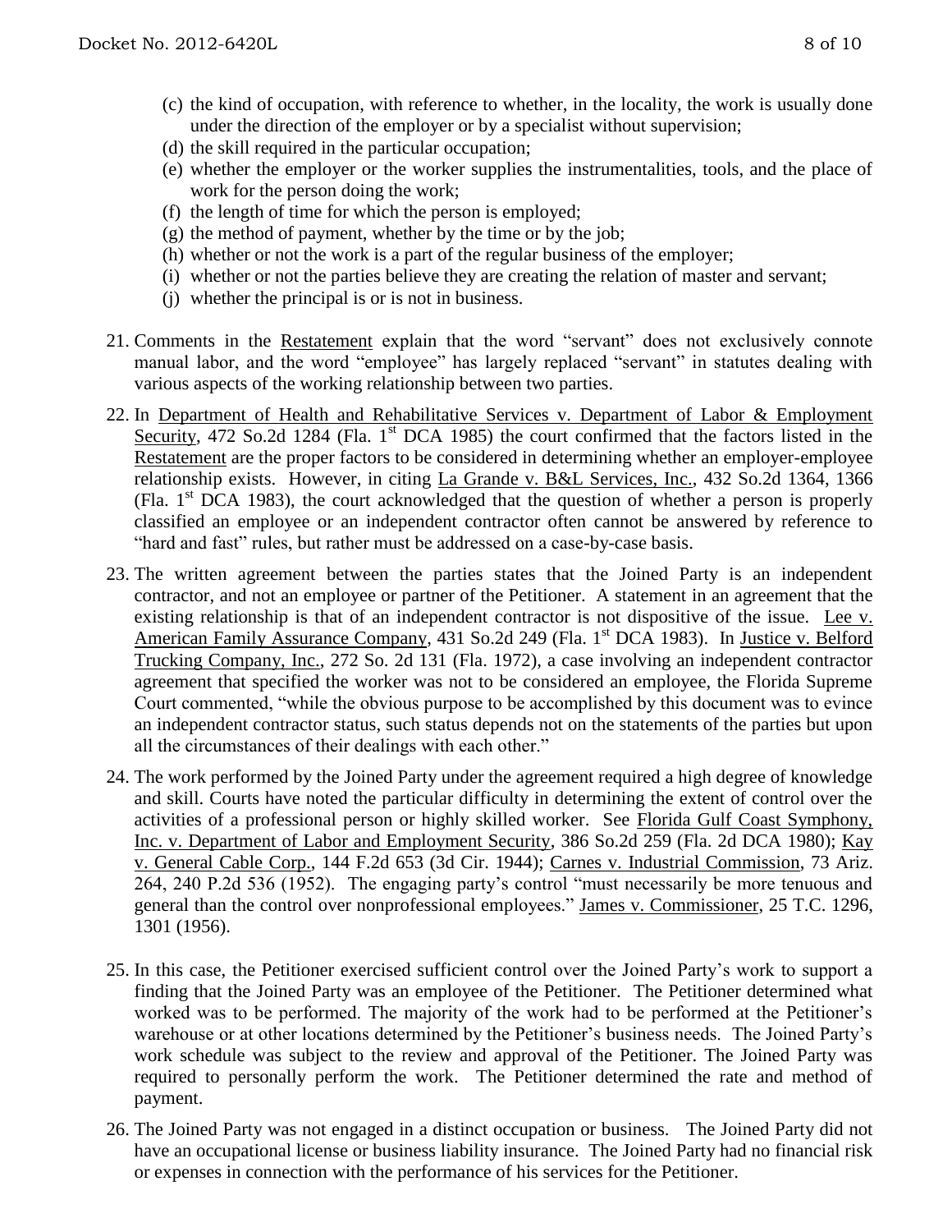(c) the kind of occupation, with reference to whether, in the locality, the work is usually done under the direction of the employer or by a specialist without supervision;
(d) the skill required in the particular occupation;
(e) whether the employer or the worker supplies the instrumentalities, tools, and the place of work for the person doing the work;
(f) the length of time for which the person is employed;
(g) the method of payment, whether by the time or by the job;
(h) whether or not the work is a part of the regular business of the employer;
(i) whether or not the parties believe they are creating the relation of master and servant;
(j) whether the principal is or is not in business.

21. Comments in the Restatement explain that the word "servant" does not exclusively connote manual labor, and the word "employee" has largely replaced "servant" in statutes dealing with various aspects of the working relationship between two parties.

22. In Department of Health and Rehabilitative Services v. Department of Labor & Employment Security, 472 So.2d 1284 (Fla. 1st DCA 1985) the court confirmed that the factors listed in the Restatement are the proper factors to be considered in determining whether an employer-employee relationship exists. However, in citing La Grande v. B&L Services, Inc., 432 So.2d 1364, 1366 (Fla. 1st DCA 1983), the court acknowledged that the question of whether a person is properly classified an employee or an independent contractor often cannot be answered by reference to "hard and fast" rules, but rather must be addressed on a case-by-case basis.

23. The written agreement between the parties states that the Joined Party is an independent contractor, and not an employee or partner of the Petitioner. A statement in an agreement that the existing relationship is that of an independent contractor is not dispositive of the issue. Lee v. American Family Assurance Company, 431 So.2d 249 (Fla. 1st DCA 1983). In Justice v. Belford Trucking Company, Inc., 272 So. 2d 131 (Fla. 1972), a case involving an independent contractor agreement that specified the worker was not to be considered an employee, the Florida Supreme Court commented, "while the obvious purpose to be accomplished by this document was to evince an independent contractor status, such status depends not on the statements of the parties but upon all the circumstances of their dealings with each other."

24. The work performed by the Joined Party under the agreement required a high degree of knowledge and skill. Courts have noted the particular difficulty in determining the extent of control over the activities of a professional person or highly skilled worker. See Florida Gulf Coast Symphony, Inc. v. Department of Labor and Employment Security, 386 So.2d 259 (Fla. 2d DCA 1980); Kay v. General Cable Corp., 144 F.2d 653 (3d Cir. 1944); Carnes v. Industrial Commission, 73 Ariz. 264, 240 P.2d 536 (1952). The engaging party's control "must necessarily be more tenuous and general than the control over nonprofessional employees." James v. Commissioner, 25 T.C. 1296, 1301 (1956).

25. In this case, the Petitioner exercised sufficient control over the Joined Party's work to support a finding that the Joined Party was an employee of the Petitioner. The Petitioner determined what worked was to be performed. The majority of the work had to be performed at the Petitioner's warehouse or at other locations determined by the Petitioner's business needs. The Joined Party's work schedule was subject to the review and approval of the Petitioner. The Joined Party was required to personally perform the work. The Petitioner determined the rate and method of payment.

26. The Joined Party was not engaged in a distinct occupation or business. The Joined Party did not have an occupational license or business liability insurance. The Joined Party had no financial risk or expenses in connection with the performance of his services for the Petitioner.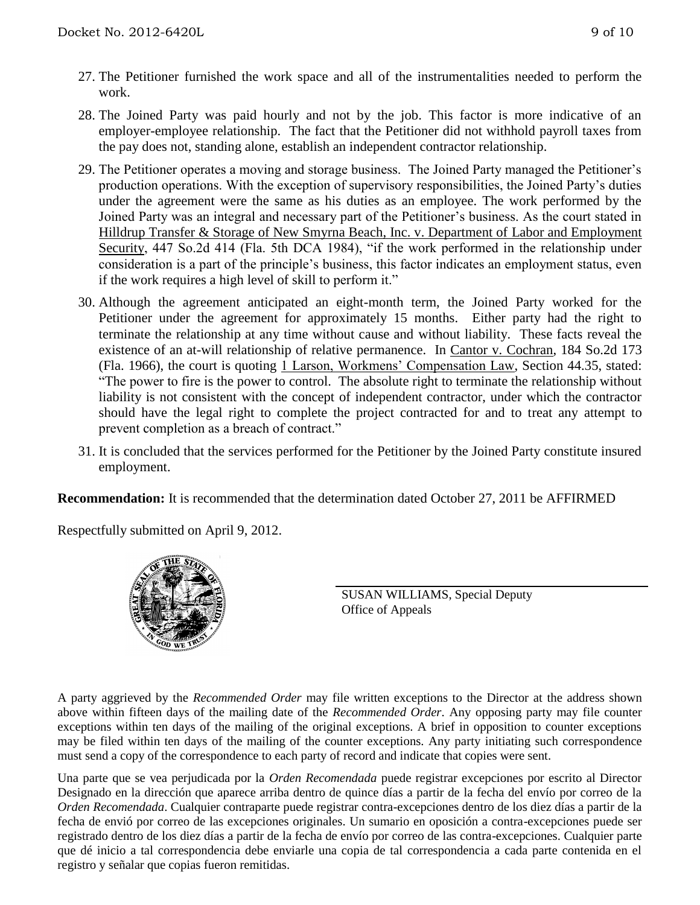27. The Petitioner furnished the work space and all of the instrumentalities needed to perform the work.

28. The Joined Party was paid hourly and not by the job. This factor is more indicative of an employer-employee relationship. The fact that the Petitioner did not withhold payroll taxes from the pay does not, standing alone, establish an independent contractor relationship.

29. The Petitioner operates a moving and storage business. The Joined Party managed the Petitioner's production operations. With the exception of supervisory responsibilities, the Joined Party's duties under the agreement were the same as his duties as an employee. The work performed by the Joined Party was an integral and necessary part of the Petitioner's business. As the court stated in Hilldrup Transfer & Storage of New Smyrna Beach, Inc. v. Department of Labor and Employment Security, 447 So.2d 414 (Fla. 5th DCA 1984), "if the work performed in the relationship under consideration is a part of the principle's business, this factor indicates an employment status, even if the work requires a high level of skill to perform it."

30. Although the agreement anticipated an eight-month term, the Joined Party worked for the Petitioner under the agreement for approximately 15 months. Either party had the right to terminate the relationship at any time without cause and without liability. These facts reveal the existence of an at-will relationship of relative permanence. In Cantor v. Cochran, 184 So.2d 173 (Fla. 1966), the court is quoting 1 Larson, Workmens' Compensation Law, Section 44.35, stated: "The power to fire is the power to control. The absolute right to terminate the relationship without liability is not consistent with the concept of independent contractor, under which the contractor should have the legal right to complete the project contracted for and to treat any attempt to prevent completion as a breach of contract."

31. It is concluded that the services performed for the Petitioner by the Joined Party constitute insured employment.

**Recommendation:** It is recommended that the determination dated October 27, 2011 be AFFIRMED

Respectfully submitted on April 9, 2012.

SUSAN WILLIAMS, Special Deputy
Office of Appeals

A party aggrieved by the *Recommended Order* may file written exceptions to the Director at the address shown above within fifteen days of the mailing date of the *Recommended Order*. Any opposing party may file counter exceptions within ten days of the mailing of the original exceptions. A brief in opposition to counter exceptions may be filed within ten days of the mailing of the counter exceptions. Any party initiating such correspondence must send a copy of the correspondence to each party of record and indicate that copies were sent.

Una parte que se vea perjudicada por la *Orden Recomendada* puede registrar excepciones por escrito al Director Designado en la dirección que aparece arriba dentro de quince días a partir de la fecha del envío por correo de la *Orden Recomendada*. Cualquier contraparte puede registrar contra-excepciones dentro de los diez días a partir de la fecha de envió por correo de las excepciones originales. Un sumario en oposición a contra-excepciones puede ser registrado dentro de los diez días a partir de la fecha de envío por correo de las contra-excepciones. Cualquier parte que dé inicio a tal correspondencia debe enviarle una copia de tal correspondencia a cada parte contenida en el registro y señalar que copias fueron remitidas.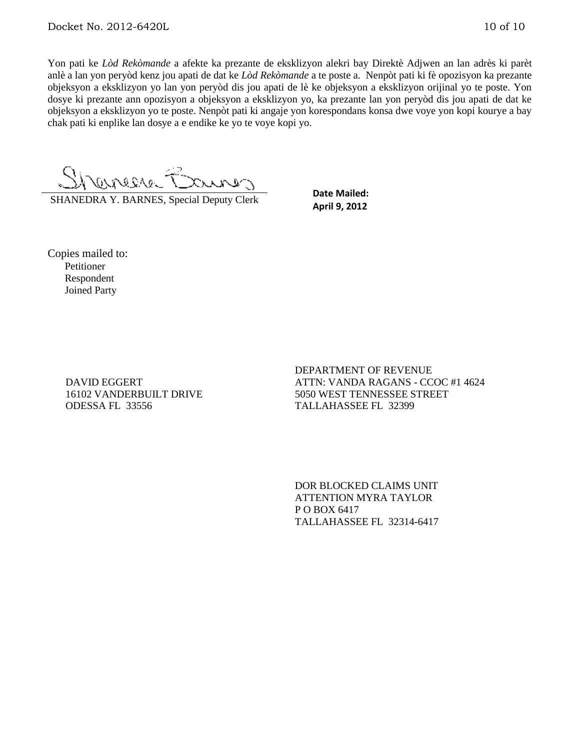Yon pati ke *Lòd Rekòmande* a afekte ka prezante de eksklizyon alekri bay Direktè Adjwen an lan adrès ki parèt anlè a lan yon peryòd kenz jou apati de dat ke *Lòd Rekòmande* a te poste a. Nenpòt pati ki fè opozisyon ka prezante objeksyon a eksklizyon yo lan yon peryòd dis jou apati de lè ke objeksyon a eksklizyon orijinal yo te poste. Yon dosye ki prezante ann opozisyon a objeksyon a eksklizyon yo, ka prezante lan yon peryòd dis jou apati de dat ke objeksyon a eksklizyon yo te poste. Nenpòt pati ki angaje yon korespondans konsa dwe voye yon kopi kourye a bay chak pati ki enplike lan dosye a e endike ke yo te voye kopi yo.

SHANEDRA Y. BARNES, Special Deputy Clerk

**Date Mailed:**
**April 9, 2012**

Copies mailed to:
Petitioner
Respondent
Joined Party

DAVID EGGERT
16102 VANDERBUILT DRIVE
ODESSA FL 33556

DEPARTMENT OF REVENUE
ATTN: VANDA RAGANS - CCOC #1 4624
5050 WEST TENNESSEE STREET
TALLAHASSEE FL 32399

DOR BLOCKED CLAIMS UNIT
ATTENTION MYRA TAYLOR
P O BOX 6417
TALLAHASSEE FL 32314-6417